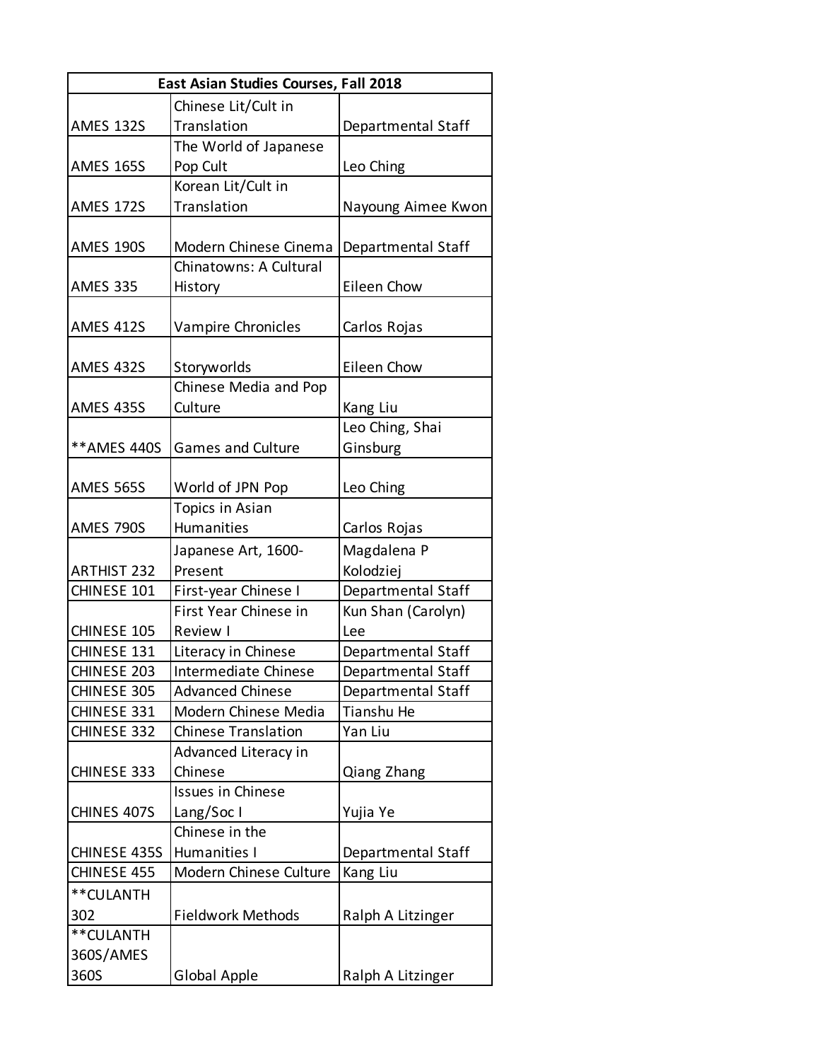| East Asian Studies Courses, Fall 2018 | | |
|---|---|---|
| AMES 132S | Chinese Lit/Cult in Translation | Departmental Staff |
| AMES 165S | The World of Japanese Pop Cult | Leo Ching |
| AMES 172S | Korean Lit/Cult in Translation | Nayoung Aimee Kwon |
| AMES 190S | Modern Chinese Cinema | Departmental Staff |
| AMES 335 | Chinatowns: A Cultural History | Eileen Chow |
| AMES 412S | Vampire Chronicles | Carlos Rojas |
| AMES 432S | Storyworlds | Eileen Chow |
| AMES 435S | Chinese Media and Pop Culture | Kang Liu |
| **AMES 440S | Games and Culture | Leo Ching, Shai Ginsburg |
| AMES 565S | World of JPN Pop | Leo Ching |
| AMES 790S | Topics in Asian Humanities | Carlos Rojas |
| ARTHIST 232 | Japanese Art, 1600-Present | Magdalena P Kolodziej |
| CHINESE 101 | First-year Chinese I | Departmental Staff |
| CHINESE 105 | First Year Chinese in Review I | Kun Shan (Carolyn) Lee |
| CHINESE 131 | Literacy in Chinese | Departmental Staff |
| CHINESE 203 | Intermediate Chinese | Departmental Staff |
| CHINESE 305 | Advanced Chinese | Departmental Staff |
| CHINESE 331 | Modern Chinese Media | Tianshu He |
| CHINESE 332 | Chinese Translation | Yan Liu |
| CHINESE 333 | Advanced Literacy in Chinese | Qiang Zhang |
| CHINES 407S | Issues in Chinese Lang/Soc I | Yujia Ye |
| CHINESE 435S | Chinese in the Humanities I | Departmental Staff |
| CHINESE 455 | Modern Chinese Culture | Kang Liu |
| **CULANTH 302 | Fieldwork Methods | Ralph A Litzinger |
| **CULANTH 360S/AMES 360S | Global Apple | Ralph A Litzinger |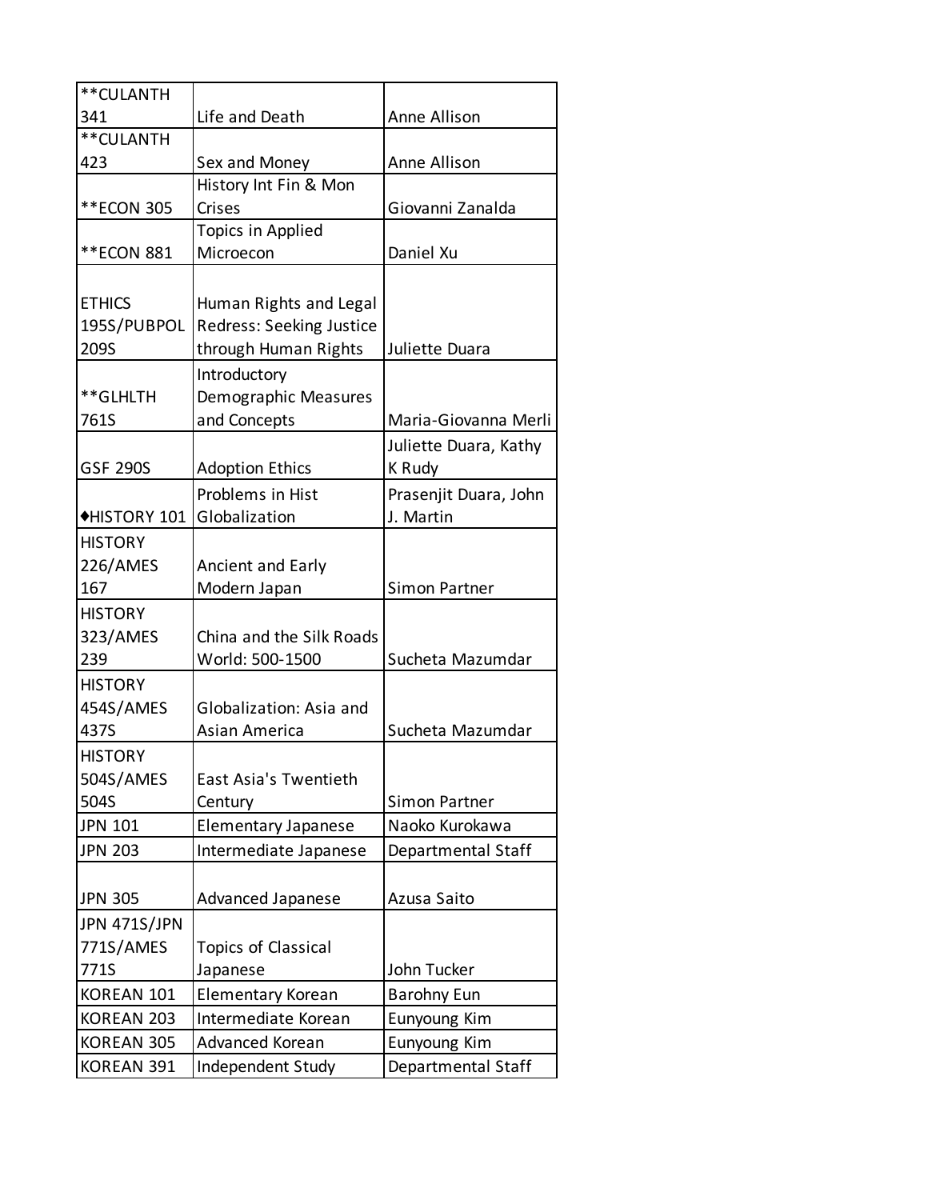| | | |
|---|---|---|
| **CULANTH 341 | Life and Death | Anne Allison |
| **CULANTH 423 | Sex and Money | Anne Allison |
| **ECON 305 | History Int Fin & Mon Crises | Giovanni Zanalda |
| **ECON 881 | Topics in Applied Microecon | Daniel Xu |
| ETHICS 195S/PUBPOL 209S | Human Rights and Legal Redress: Seeking Justice through Human Rights | Juliette Duara |
| **GLHLTH 761S | Introductory Demographic Measures and Concepts | Maria-Giovanna Merli |
| GSF 290S | Adoption Ethics | Juliette Duara, Kathy K Rudy |
| ♦HISTORY 101 | Problems in Hist Globalization | Prasenjit Duara, John J. Martin |
| HISTORY 226/AMES 167 | Ancient and Early Modern Japan | Simon Partner |
| HISTORY 323/AMES 239 | China and the Silk Roads World: 500-1500 | Sucheta Mazumdar |
| HISTORY 454S/AMES 437S | Globalization: Asia and Asian America | Sucheta Mazumdar |
| HISTORY 504S/AMES 504S | East Asia's Twentieth Century | Simon Partner |
| JPN 101 | Elementary Japanese | Naoko Kurokawa |
| JPN 203 | Intermediate Japanese | Departmental Staff |
| JPN 305 | Advanced Japanese | Azusa Saito |
| JPN 471S/JPN 771S/AMES 771S | Topics of Classical Japanese | John Tucker |
| KOREAN 101 | Elementary Korean | Barohny Eun |
| KOREAN 203 | Intermediate Korean | Eunyoung Kim |
| KOREAN 305 | Advanced Korean | Eunyoung Kim |
| KOREAN 391 | Independent Study | Departmental Staff |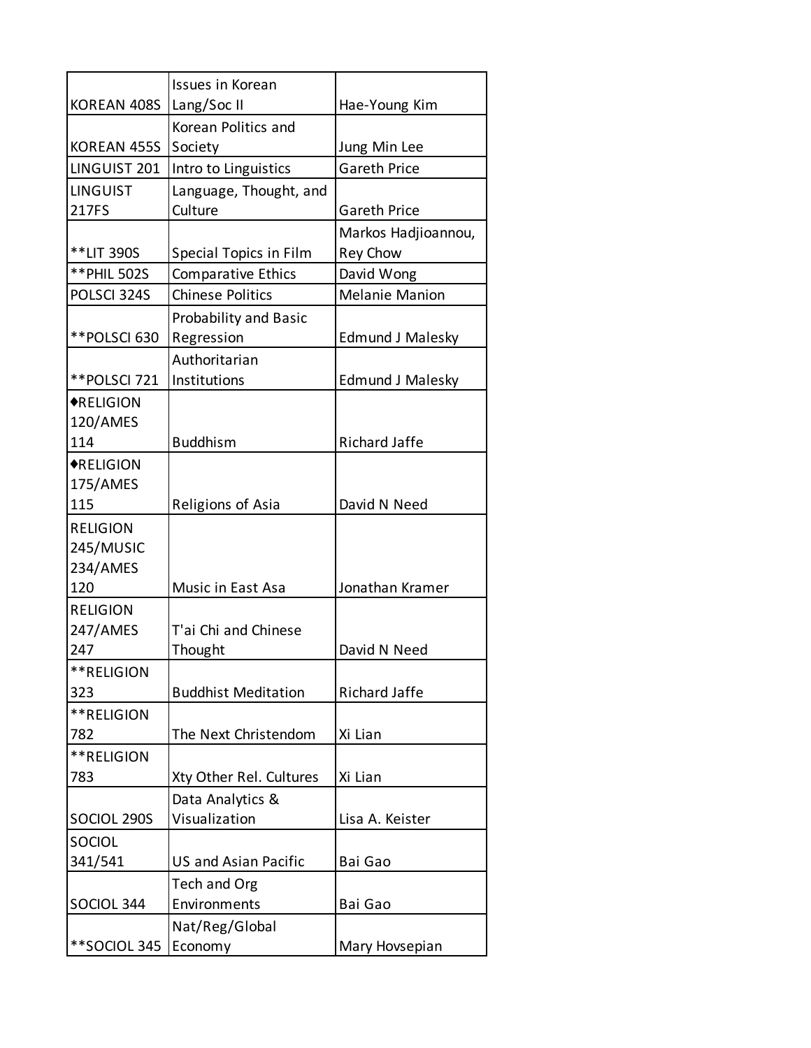| | | |
|---|---|---|
| KOREAN 408S | Issues in Korean Lang/Soc II | Hae-Young Kim |
| KOREAN 455S | Korean Politics and Society | Jung Min Lee |
| LINGUIST 201 | Intro to Linguistics | Gareth Price |
| LINGUIST 217FS | Language, Thought, and Culture | Gareth Price |
| **LIT 390S | Special Topics in Film | Markos Hadjioannou, Rey Chow |
| **PHIL 502S | Comparative Ethics | David Wong |
| POLSCI 324S | Chinese Politics | Melanie Manion |
| **POLSCI 630 | Probability and Basic Regression | Edmund J Malesky |
| **POLSCI 721 | Authoritarian Institutions | Edmund J Malesky |
| ♦RELIGION 120/AMES 114 | Buddhism | Richard Jaffe |
| ♦RELIGION 175/AMES 115 | Religions of Asia | David N Need |
| RELIGION 245/MUSIC 234/AMES 120 | Music in East Asa | Jonathan Kramer |
| RELIGION 247/AMES 247 | T'ai Chi and Chinese Thought | David N Need |
| **RELIGION 323 | Buddhist Meditation | Richard Jaffe |
| **RELIGION 782 | The Next Christendom | Xi Lian |
| **RELIGION 783 | Xty Other Rel. Cultures | Xi Lian |
| SOCIOL 290S | Data Analytics & Visualization | Lisa A. Keister |
| SOCIOL 341/541 | US and Asian Pacific | Bai Gao |
| SOCIOL 344 | Tech and Org Environments | Bai Gao |
| **SOCIOL 345 | Nat/Reg/Global Economy | Mary Hovsepian |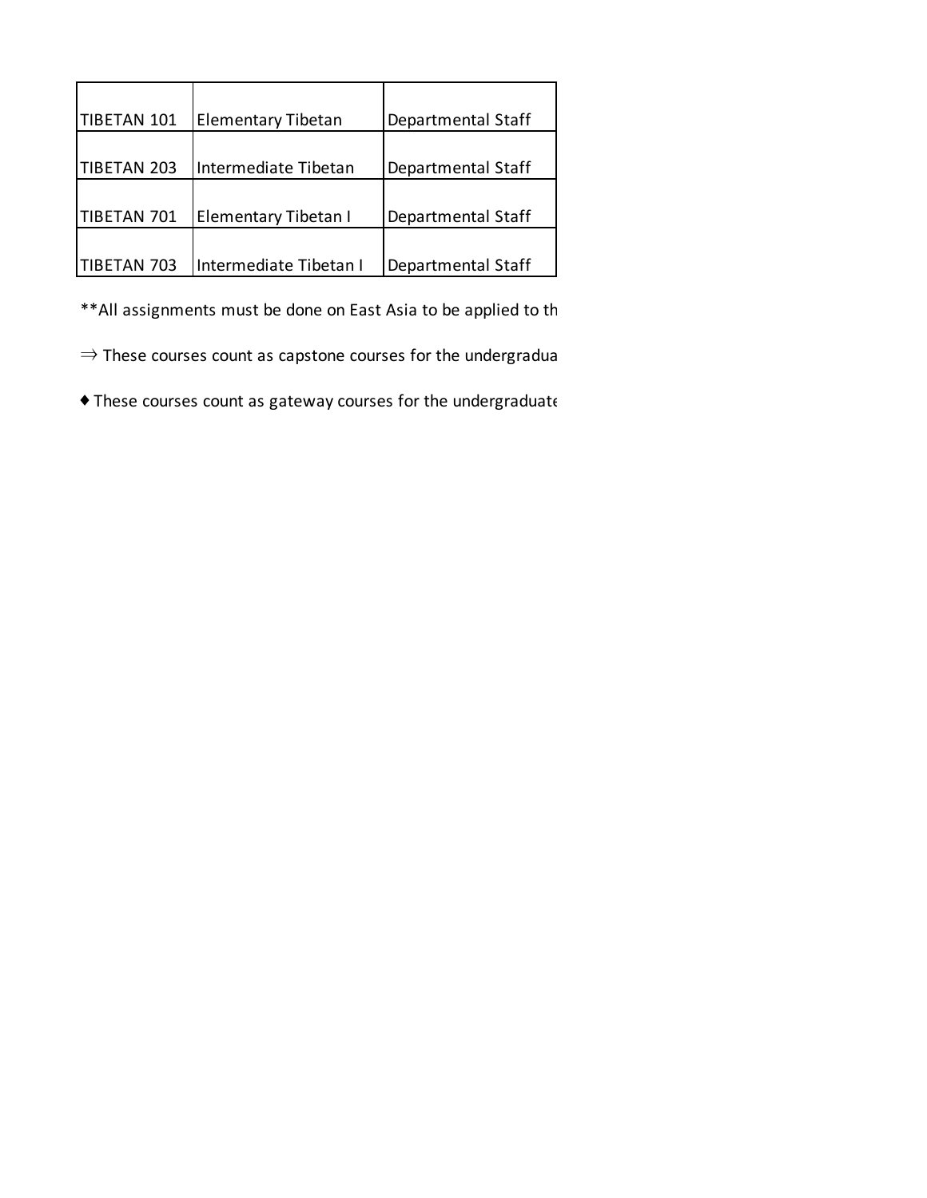| | | |
|---|---|---|
| TIBETAN 101 | Elementary Tibetan | Departmental Staff |
| TIBETAN 203 | Intermediate Tibetan | Departmental Staff |
| TIBETAN 701 | Elementary Tibetan I | Departmental Staff |
| TIBETAN 703 | Intermediate Tibetan I | Departmental Staff |

**All assignments must be done on East Asia to be applied to th

⇒ These courses count as capstone courses for the undergradua

♦ These courses count as gateway courses for the undergraduate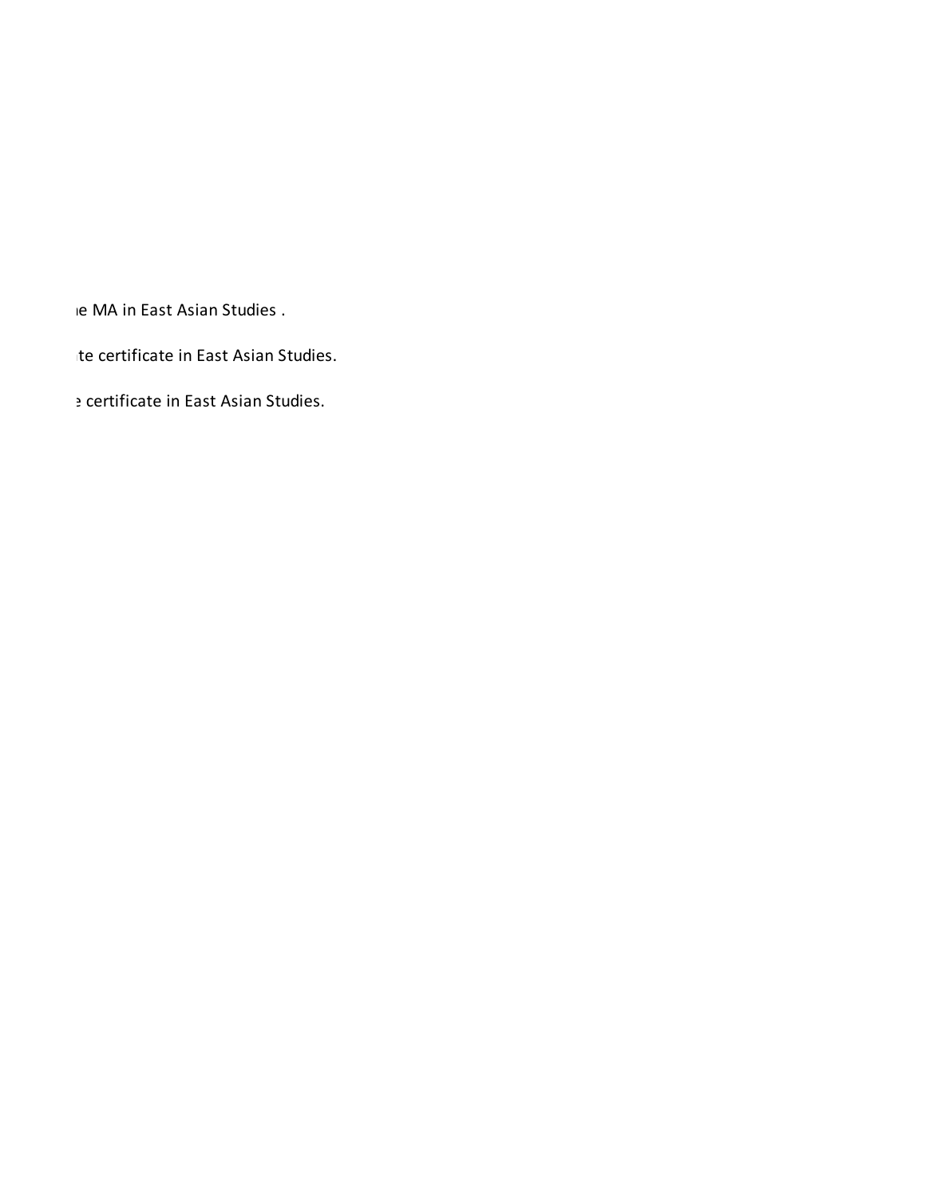ıe MA in East Asian Studies .

ıte certificate in East Asian Studies.

�penis certificate in East Asian Studies.

ıe MA in East Asian Studies .

ıte certificate in East Asian Studies.

ɜ certificate in East Asian Studies.